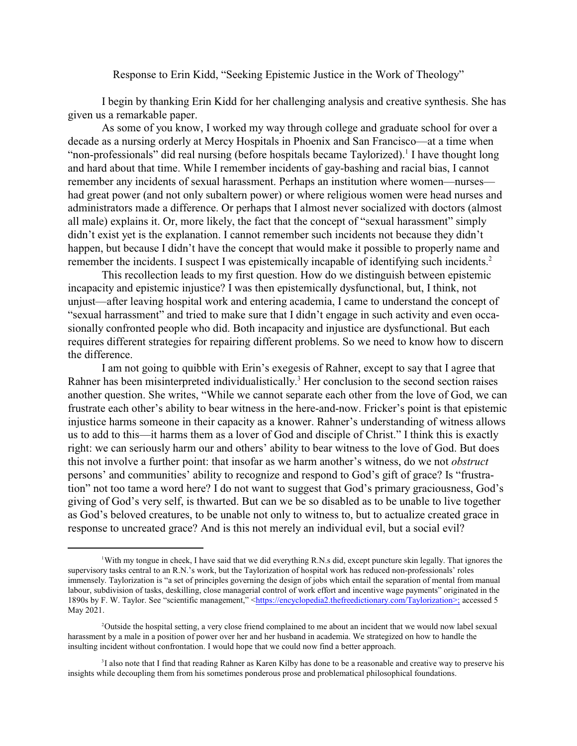Response to Erin Kidd, "Seeking Epistemic Justice in the Work of Theology"

I begin by thanking Erin Kidd for her challenging analysis and creative synthesis. She has given us a remarkable paper.

As some of you know, I worked my way through college and graduate school for over a decade as a nursing orderly at Mercy Hospitals in Phoenix and San Francisco—at a time when "non-professionals" did real nursing (before hospitals became Taylorized).[1] I have thought long and hard about that time. While I remember incidents of gay-bashing and racial bias, I cannot remember any incidents of sexual harassment. Perhaps an institution where women—nurses—had great power (and not only subaltern power) or where religious women were head nurses and administrators made a difference. Or perhaps that I almost never socialized with doctors (almost all male) explains it. Or, more likely, the fact that the concept of "sexual harassment" simply didn't exist yet is the explanation. I cannot remember such incidents not because they didn't happen, but because I didn't have the concept that would make it possible to properly name and remember the incidents. I suspect I was epistemically incapable of identifying such incidents.[2]

This recollection leads to my first question. How do we distinguish between epistemic incapacity and epistemic injustice? I was then epistemically dysfunctional, but, I think, not unjust—after leaving hospital work and entering academia, I came to understand the concept of "sexual harrassment" and tried to make sure that I didn't engage in such activity and even occasionally confronted people who did. Both incapacity and injustice are dysfunctional. But each requires different strategies for repairing different problems. So we need to know how to discern the difference.

I am not going to quibble with Erin's exegesis of Rahner, except to say that I agree that Rahner has been misinterpreted individualistically.[3] Her conclusion to the second section raises another question. She writes, "While we cannot separate each other from the love of God, we can frustrate each other's ability to bear witness in the here-and-now. Fricker's point is that epistemic injustice harms someone in their capacity as a knower. Rahner's understanding of witness allows us to add to this—it harms them as a lover of God and disciple of Christ." I think this is exactly right: we can seriously harm our and others' ability to bear witness to the love of God. But does this not involve a further point: that insofar as we harm another's witness, do we not *obstruct* persons' and communities' ability to recognize and respond to God's gift of grace? Is "frustration" not too tame a word here? I do not want to suggest that God's primary graciousness, God's giving of God's very self, is thwarted. But can we be so disabled as to be unable to live together as God's beloved creatures, to be unable not only to witness to, but to actualize created grace in response to uncreated grace? And is this not merely an individual evil, but a social evil?

---

[1] With my tongue in cheek, I have said that we did everything R.N.s did, except puncture skin legally. That ignores the supervisory tasks central to an R.N.'s work, but the Taylorization of hospital work has reduced non-professionals' roles immensely. Taylorization is "a set of principles governing the design of jobs which entail the separation of mental from manual labour, subdivision of tasks, deskilling, close managerial control of work effort and incentive wage payments" originated in the 1890s by F. W. Taylor. See "scientific management," <https://encyclopedia2.thefreedictionary.com/Taylorization>; accessed 5 May 2021.

[2] Outside the hospital setting, a very close friend complained to me about an incident that we would now label sexual harassment by a male in a position of power over her and her husband in academia. We strategized on how to handle the insulting incident without confrontation. I would hope that we could now find a better approach.

[3] I also note that I find that reading Rahner as Karen Kilby has done to be a reasonable and creative way to preserve his insights while decoupling them from his sometimes ponderous prose and problematical philosophical foundations.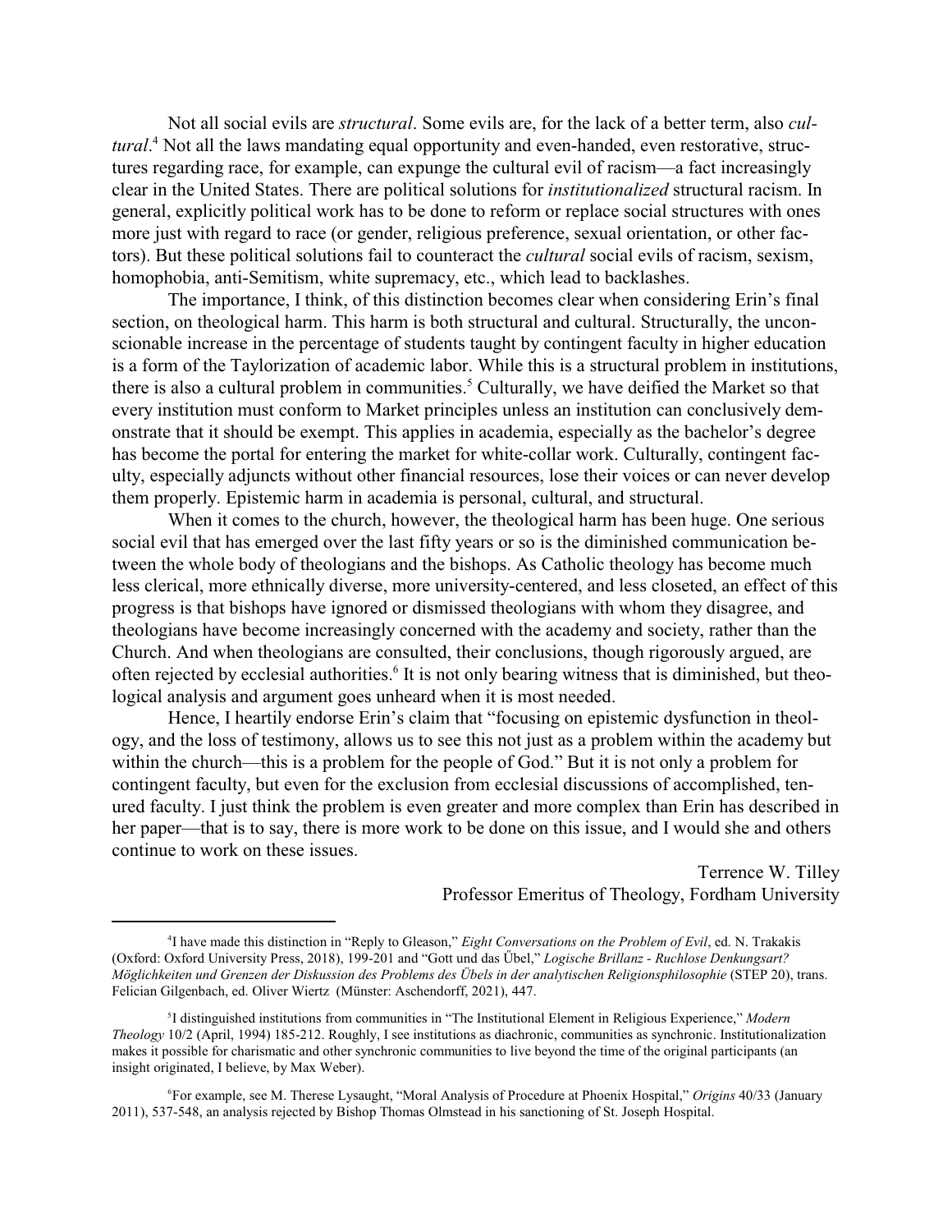Not all social evils are *structural*. Some evils are, for the lack of a better term, also *cultural*.[4] Not all the laws mandating equal opportunity and even-handed, even restorative, structures regarding race, for example, can expunge the cultural evil of racism—a fact increasingly clear in the United States. There are political solutions for *institutionalized* structural racism. In general, explicitly political work has to be done to reform or replace social structures with ones more just with regard to race (or gender, religious preference, sexual orientation, or other factors). But these political solutions fail to counteract the *cultural* social evils of racism, sexism, homophobia, anti-Semitism, white supremacy, etc., which lead to backlashes.

The importance, I think, of this distinction becomes clear when considering Erin's final section, on theological harm. This harm is both structural and cultural. Structurally, the unconscionable increase in the percentage of students taught by contingent faculty in higher education is a form of the Taylorization of academic labor. While this is a structural problem in institutions, there is also a cultural problem in communities.[5] Culturally, we have deified the Market so that every institution must conform to Market principles unless an institution can conclusively demonstrate that it should be exempt. This applies in academia, especially as the bachelor's degree has become the portal for entering the market for white-collar work. Culturally, contingent faculty, especially adjuncts without other financial resources, lose their voices or can never develop them properly. Epistemic harm in academia is personal, cultural, and structural.

When it comes to the church, however, the theological harm has been huge. One serious social evil that has emerged over the last fifty years or so is the diminished communication between the whole body of theologians and the bishops. As Catholic theology has become much less clerical, more ethnically diverse, more university-centered, and less closeted, an effect of this progress is that bishops have ignored or dismissed theologians with whom they disagree, and theologians have become increasingly concerned with the academy and society, rather than the Church. And when theologians are consulted, their conclusions, though rigorously argued, are often rejected by ecclesial authorities.[6] It is not only bearing witness that is diminished, but theological analysis and argument goes unheard when it is most needed.

Hence, I heartily endorse Erin's claim that "focusing on epistemic dysfunction in theology, and the loss of testimony, allows us to see this not just as a problem within the academy but within the church—this is a problem for the people of God." But it is not only a problem for contingent faculty, but even for the exclusion from ecclesial discussions of accomplished, tenured faculty. I just think the problem is even greater and more complex than Erin has described in her paper—that is to say, there is more work to be done on this issue, and I would she and others continue to work on these issues.

Terrence W. Tilley
Professor Emeritus of Theology, Fordham University

---

[4] I have made this distinction in "Reply to Gleason," *Eight Conversations on the Problem of Evil*, ed. N. Trakakis (Oxford: Oxford University Press, 2018), 199-201 and "Gott und das Übel," *Logische Brillanz - Ruchlose Denkungsart? Möglichkeiten und Grenzen der Diskussion des Problems des Übels in der analytischen Religionsphilosophie* (STEP 20), trans. Felician Gilgenbach, ed. Oliver Wiertz (Münster: Aschendorff, 2021), 447.

[5] I distinguished institutions from communities in "The Institutional Element in Religious Experience," *Modern Theology* 10/2 (April, 1994) 185-212. Roughly, I see institutions as diachronic, communities as synchronic. Institutionalization makes it possible for charismatic and other synchronic communities to live beyond the time of the original participants (an insight originated, I believe, by Max Weber).

[6] For example, see M. Therese Lysaught, "Moral Analysis of Procedure at Phoenix Hospital," *Origins* 40/33 (January 2011), 537-548, an analysis rejected by Bishop Thomas Olmstead in his sanctioning of St. Joseph Hospital.